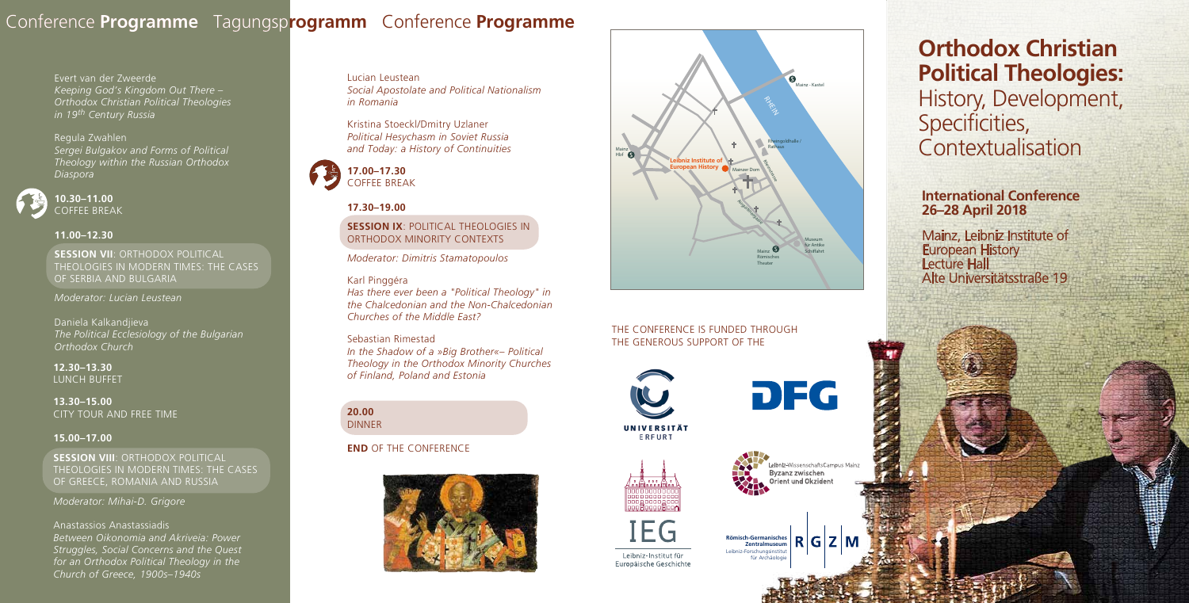# Conference **Programme** Tagungs**programm** Conference **Programme**

Evert van der Zweerde
*Keeping God's Kingdom Out There – Orthodox Christian Political Theologies in 19th Century Russia*

Regula Zwahlen
*Sergei Bulgakov and Forms of Political Theology within the Russian Orthodox Diaspora*

**10.30–11.00**
COFFEE BREAK

**11.00–12.30**

**SESSION VII**: ORTHODOX POLITICAL THEOLOGIES IN MODERN TIMES: THE CASES OF SERBIA AND BULGARIA

*Moderator: Lucian Leustean*

Daniela Kalkandjieva
*The Political Ecclesiology of the Bulgarian Orthodox Church*

**12.30–13.30**
LUNCH BUFFET

**13.30–15.00**
CITY TOUR AND FREE TIME

**15.00–17.00**

**SESSION VIII**: ORTHODOX POLITICAL THEOLOGIES IN MODERN TIMES: THE CASES OF GREECE, ROMANIA AND RUSSIA

*Moderator: Mihai-D. Grigore*

Anastassios Anastassiadis
*Between Oikonomia and Akriveia: Power Struggles, Social Concerns and the Quest for an Orthodox Political Theology in the Church of Greece, 1900s–1940s*

Lucian Leustean
*Social Apostolate and Political Nationalism in Romania*

Kristina Stoeckl/Dmitry Uzlaner
*Political Hesychasm in Soviet Russia and Today: a History of Continuities*

**17.00–17.30**
COFFEE BREAK

**17.30–19.00**

**SESSION IX**: POLITICAL THEOLOGIES IN ORTHODOX MINORITY CONTEXTS

*Moderator: Dimitris Stamatopoulos*

Karl Pinggéra
*Has there ever been a "Political Theology" in the Chalcedonian and the Non-Chalcedonian Churches of the Middle East?*

Sebastian Rimestad
*In the Shadow of a »Big Brother«– Political Theology in the Orthodox Minority Churches of Finland, Poland and Estonia*

**20.00**
DINNER

**END** OF THE CONFERENCE

Mainz - Kastel
RHEIN
Rheingoldhalle / Rathaus
Mainz Hbf
Leibniz Institute of European History
Mainzer Dom
Museum für Antike Schiffahrt
Mainz Römisches Theater

THE CONFERENCE IS FUNDED THROUGH THE GENEROUS SUPPORT OF THE

UNIVERSITÄT ERFURT

DFG

IEG
Leibniz-Institut für Europäische Geschichte

Leibniz-WissenschaftsCampus Mainz
Byzanz zwischen Orient und Okzident

Römisch-Germanisches Zentralmuseum
Leibniz-Forschungsinstitut für Archäologie
RGZM

# Orthodox Christian Political Theologies:

History, Development, Specificities, Contextualisation

## International Conference 26–28 April 2018

Mainz, Leibniz Institute of European History
Lecture Hall
Alte Universitätsstraße 19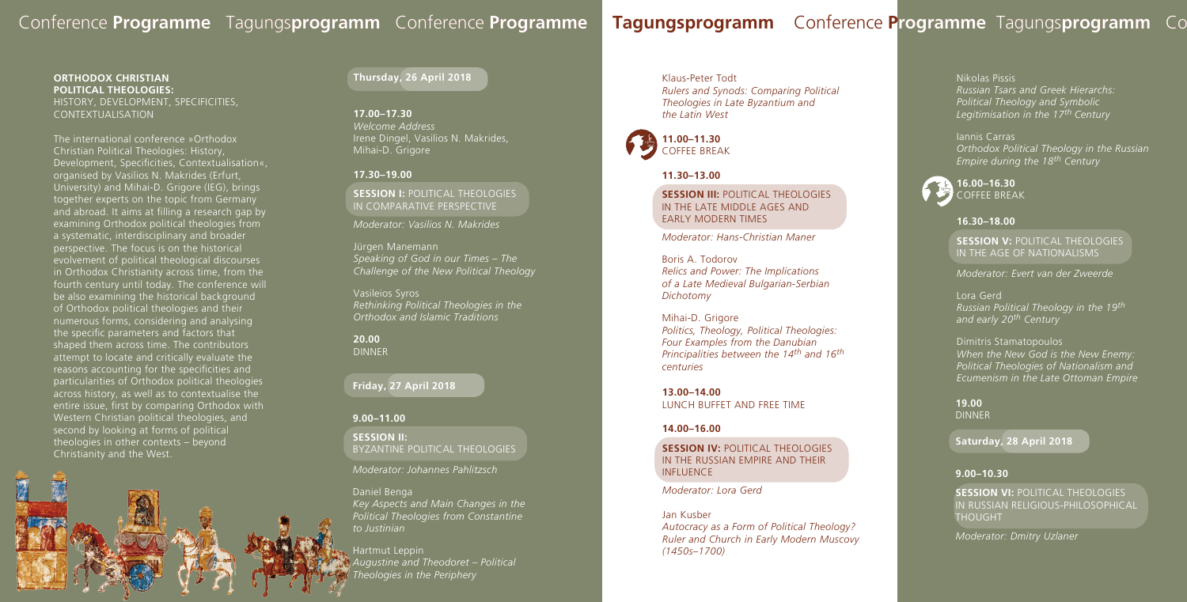## ORTHODOX CHRISTIAN POLITICAL THEOLOGIES:

HISTORY, DEVELOPMENT, SPECIFICITIES, CONTEXTUALISATION

The international conference »Orthodox Christian Political Theologies: History, Development, Specificities, Contextualisation«, organised by Vasilios N. Makrides (Erfurt, University) and Mihai-D. Grigore (IEG), brings together experts on the topic from Germany and abroad. It aims at filling a research gap by examining Orthodox political theologies from a systematic, interdisciplinary and broader perspective. The focus is on the historical evolvement of political theological discourses in Orthodox Christianity across time, from the fourth century until today. The conference will be also examining the historical background of Orthodox political theologies and their numerous forms, considering and analysing the specific parameters and factors that shaped them across time. The contributors attempt to locate and critically evaluate the reasons accounting for the specificities and particularities of Orthodox political theologies across history, as well as to contextualise the entire issue, first by comparing Orthodox with Western Christian political theologies, and second by looking at forms of political theologies in other contexts – beyond Christianity and the West.

### Thursday, 26 April 2018

**17.00–17.30**
*Welcome Address*
Irene Dingel, Vasilios N. Makrides, Mihai-D. Grigore

**17.30–19.00**

**SESSION I:** POLITICAL THEOLOGIES IN COMPARATIVE PERSPECTIVE

*Moderator: Vasilios N. Makrides*

Jürgen Manemann
*Speaking of God in our Times – The Challenge of the New Political Theology*

Vasileios Syros
*Rethinking Political Theologies in the Orthodox and Islamic Traditions*

**20.00**
DINNER

### Friday, 27 April 2018

**9.00–11.00**

**SESSION II:** BYZANTINE POLITICAL THEOLOGIES

*Moderator: Johannes Pahlitzsch*

Daniel Benga
*Key Aspects and Main Changes in the Political Theologies from Constantine to Justinian*

Hartmut Leppin
*Augustine and Theodoret – Political Theologies in the Periphery*

Klaus-Peter Todt
*Rulers and Synods: Comparing Political Theologies in Late Byzantium and the Latin West*

**11.00–11.30**
COFFEE BREAK

**11.30–13.00**

**SESSION III:** POLITICAL THEOLOGIES IN THE LATE MIDDLE AGES AND EARLY MODERN TIMES

*Moderator: Hans-Christian Maner*

Boris A. Todorov
*Relics and Power: The Implications of a Late Medieval Bulgarian-Serbian Dichotomy*

Mihai-D. Grigore
*Politics, Theology, Political Theologies: Four Examples from the Danubian Principalities between the 14th and 16th centuries*

**13.00–14.00**
LUNCH BUFFET AND FREE TIME

**14.00–16.00**

**SESSION IV:** POLITICAL THEOLOGIES IN THE RUSSIAN EMPIRE AND THEIR INFLUENCE

*Moderator: Lora Gerd*

Jan Kusber
*Autocracy as a Form of Political Theology? Ruler and Church in Early Modern Muscovy (1450s–1700)*

Nikolas Pissis
*Russian Tsars and Greek Hierarchs: Political Theology and Symbolic Legitimisation in the 17th Century*

Iannis Carras
*Orthodox Political Theology in the Russian Empire during the 18th Century*

**16.00–16.30**
COFFEE BREAK

**16.30–18.00**

**SESSION V:** POLITICAL THEOLOGIES IN THE AGE OF NATIONALISMS

*Moderator: Evert van der Zweerde*

Lora Gerd
*Russian Political Theology in the 19th and early 20th Century*

Dimitris Stamatopoulos
*When the New God is the New Enemy: Political Theologies of Nationalism and Ecumenism in the Late Ottoman Empire*

**19.00**
DINNER

### Saturday, 28 April 2018

**9.00–10.30**

**SESSION VI:** POLITICAL THEOLOGIES IN RUSSIAN RELIGIOUS-PHILOSOPHICAL THOUGHT

*Moderator: Dmitry Uzlaner*